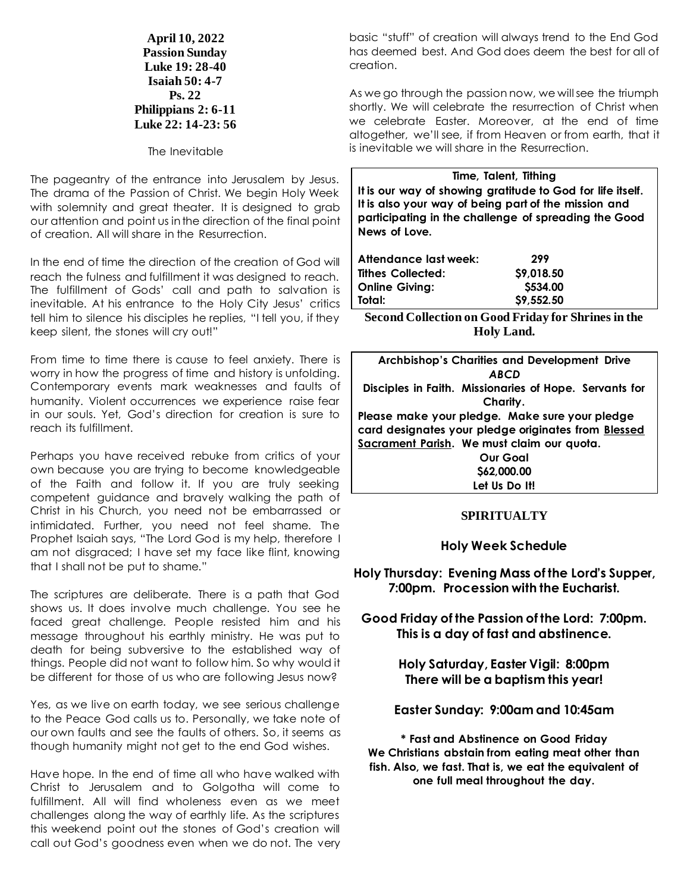**April 10, 2022**
**Passion Sunday**
**Luke 19: 28-40**
**Isaiah 50: 4-7**
**Ps. 22**
**Philippians 2: 6-11**
**Luke 22: 14-23: 56**

The Inevitable

The pageantry of the entrance into Jerusalem by Jesus. The drama of the Passion of Christ. We begin Holy Week with solemnity and great theater. It is designed to grab our attention and point us in the direction of the final point of creation. All will share in the Resurrection.

In the end of time the direction of the creation of God will reach the fulness and fulfillment it was designed to reach. The fulfillment of Gods' call and path to salvation is inevitable. At his entrance to the Holy City Jesus' critics tell him to silence his disciples he replies, "I tell you, if they keep silent, the stones will cry out!"

From time to time there is cause to feel anxiety. There is worry in how the progress of time and history is unfolding. Contemporary events mark weaknesses and faults of humanity. Violent occurrences we experience raise fear in our souls. Yet, God's direction for creation is sure to reach its fulfillment.

Perhaps you have received rebuke from critics of your own because you are trying to become knowledgeable of the Faith and follow it. If you are truly seeking competent guidance and bravely walking the path of Christ in his Church, you need not be embarrassed or intimidated. Further, you need not feel shame. The Prophet Isaiah says, "The Lord God is my help, therefore I am not disgraced; I have set my face like flint, knowing that I shall not be put to shame."

The scriptures are deliberate. There is a path that God shows us. It does involve much challenge. You see he faced great challenge. People resisted him and his message throughout his earthly ministry. He was put to death for being subversive to the established way of things. People did not want to follow him. So why would it be different for those of us who are following Jesus now?

Yes, as we live on earth today, we see serious challenge to the Peace God calls us to. Personally, we take note of our own faults and see the faults of others. So, it seems as though humanity might not get to the end God wishes.

Have hope. In the end of time all who have walked with Christ to Jerusalem and to Golgotha will come to fulfillment. All will find wholeness even as we meet challenges along the way of earthly life. As the scriptures this weekend point out the stones of God's creation will call out God's goodness even when we do not. The very basic "stuff" of creation will always trend to the End God has deemed best. And God does deem the best for all of creation.

As we go through the passion now, we will see the triumph shortly. We will celebrate the resurrection of Christ when we celebrate Easter. Moreover, at the end of time altogether, we'll see, if from Heaven or from earth, that it is inevitable we will share in the Resurrection.

**Time, Talent, Tithing**

**It is our way of showing gratitude to God for life itself. It is also your way of being part of the mission and participating in the challenge of spreading the Good News of Love.**

| | |
|---|---|
| **Attendance last week:** | **299** |
| **Tithes Collected:** | **$9,018.50** |
| **Online Giving:** | **$534.00** |
| **Total:** | **$9,552.50** |

**Second Collection on Good Friday for Shrines in the Holy Land.**

**Archbishop's Charities and Development Drive**
***ABCD***
**Disciples in Faith. Missionaries of Hope. Servants for Charity.**
**Please make your pledge. Make sure your pledge card designates your pledge originates from Blessed Sacrament Parish. We must claim our quota.**
**Our Goal**
**$62,000.00**
**Let Us Do It!**

## SPIRITUALTY

### Holy Week Schedule

**Holy Thursday: Evening Mass of the Lord's Supper, 7:00pm. Procession with the Eucharist.**

**Good Friday of the Passion of the Lord: 7:00pm. This is a day of fast and abstinence.**

**Holy Saturday, Easter Vigil: 8:00pm**
**There will be a baptism this year!**

**Easter Sunday: 9:00am and 10:45am**

**\* Fast and Abstinence on Good Friday**
**We Christians abstain from eating meat other than fish. Also, we fast. That is, we eat the equivalent of one full meal throughout the day.**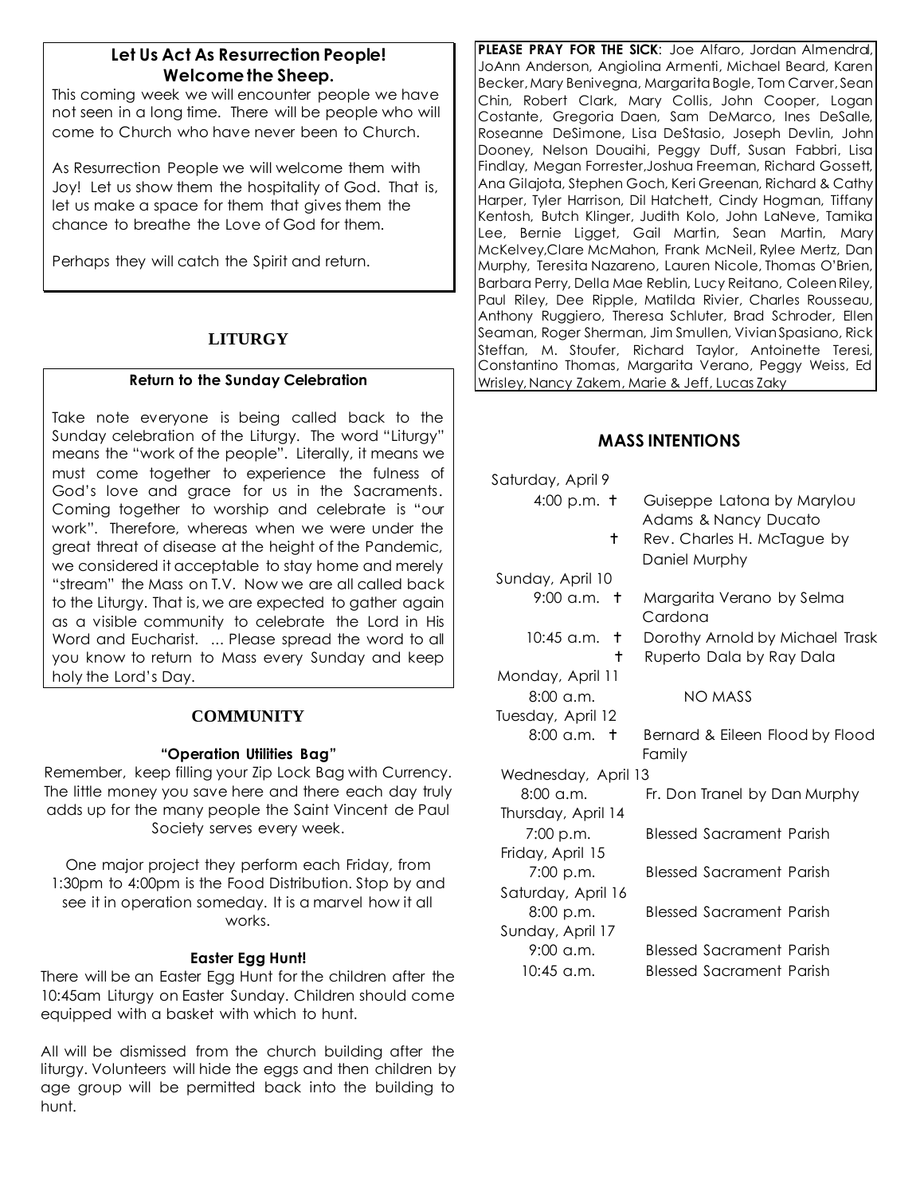## Let Us Act As Resurrection People! Welcome the Sheep.

This coming week we will encounter people we have not seen in a long time. There will be people who will come to Church who have never been to Church.

As Resurrection People we will welcome them with Joy! Let us show them the hospitality of God. That is, let us make a space for them that gives them the chance to breathe the Love of God for them.

Perhaps they will catch the Spirit and return.

## LITURGY

### Return to the Sunday Celebration

Take note everyone is being called back to the Sunday celebration of the Liturgy. The word "Liturgy" means the "work of the people". Literally, it means we must come together to experience the fulness of God's love and grace for us in the Sacraments. Coming together to worship and celebrate is "our work". Therefore, whereas when we were under the great threat of disease at the height of the Pandemic, we considered it acceptable to stay home and merely "stream" the Mass on T.V. Now we are all called back to the Liturgy. That is, we are expected to gather again as a visible community to celebrate the Lord in His Word and Eucharist. ... Please spread the word to all you know to return to Mass every Sunday and keep holy the Lord's Day.

## COMMUNITY

### "Operation Utilities Bag"

Remember, keep filling your Zip Lock Bag with Currency. The little money you save here and there each day truly adds up for the many people the Saint Vincent de Paul Society serves every week.

One major project they perform each Friday, from 1:30pm to 4:00pm is the Food Distribution. Stop by and see it in operation someday. It is a marvel how it all works.

### Easter Egg Hunt!

There will be an Easter Egg Hunt for the children after the 10:45am Liturgy on Easter Sunday. Children should come equipped with a basket with which to hunt.

All will be dismissed from the church building after the liturgy. Volunteers will hide the eggs and then children by age group will be permitted back into the building to hunt.

**PLEASE PRAY FOR THE SICK**: Joe Alfaro, Jordan Almendral, JoAnn Anderson, Angiolina Armenti, Michael Beard, Karen Becker, Mary Benivegna, Margarita Bogle, Tom Carver, Sean Chin, Robert Clark, Mary Collis, John Cooper, Logan Costante, Gregoria Daen, Sam DeMarco, Ines DeSalle, Roseanne DeSimone, Lisa DeStasio, Joseph Devlin, John Dooney, Nelson Douaihi, Peggy Duff, Susan Fabbri, Lisa Findlay, Megan Forrester, Joshua Freeman, Richard Gossett, Ana Gilajota, Stephen Goch, Keri Greenan, Richard & Cathy Harper, Tyler Harrison, Dil Hatchett, Cindy Hogman, Tiffany Kentosh, Butch Klinger, Judith Kolo, John LaNeve, Tamika Lee, Bernie Ligget, Gail Martin, Sean Martin, Mary McKelvey, Clare McMahon, Frank McNeil, Rylee Mertz, Dan Murphy, Teresita Nazareno, Lauren Nicole, Thomas O'Brien, Barbara Perry, Della Mae Reblin, Lucy Reitano, Coleen Riley, Paul Riley, Dee Ripple, Matilda Rivier, Charles Rousseau, Anthony Ruggiero, Theresa Schluter, Brad Schroder, Ellen Seaman, Roger Sherman, Jim Smullen, Vivian Spasiano, Rick Steffan, M. Stoufer, Richard Taylor, Antoinette Teresi, Constantino Thomas, Margarita Verano, Peggy Weiss, Ed Wrisley, Nancy Zakem, Marie & Jeff, Lucas Zaky

## MASS INTENTIONS

Saturday, April 9
- 4:00 p.m. † Guiseppe Latona by Marylou Adams & Nancy Ducato
- † Rev. Charles H. McTague by Daniel Murphy

Sunday, April 10
- 9:00 a.m. † Margarita Verano by Selma Cardona
- 10:45 a.m. † Dorothy Arnold by Michael Trask
- † Ruperto Dala by Ray Dala

Monday, April 11
- 8:00 a.m. NO MASS

Tuesday, April 12
- 8:00 a.m. † Bernard & Eileen Flood by Flood Family

Wednesday, April 13
- 8:00 a.m. Fr. Don Tranel by Dan Murphy

Thursday, April 14
- 7:00 p.m. Blessed Sacrament Parish

Friday, April 15
- 7:00 p.m. Blessed Sacrament Parish

Saturday, April 16
- 8:00 p.m. Blessed Sacrament Parish

Sunday, April 17
- 9:00 a.m. Blessed Sacrament Parish
- 10:45 a.m. Blessed Sacrament Parish